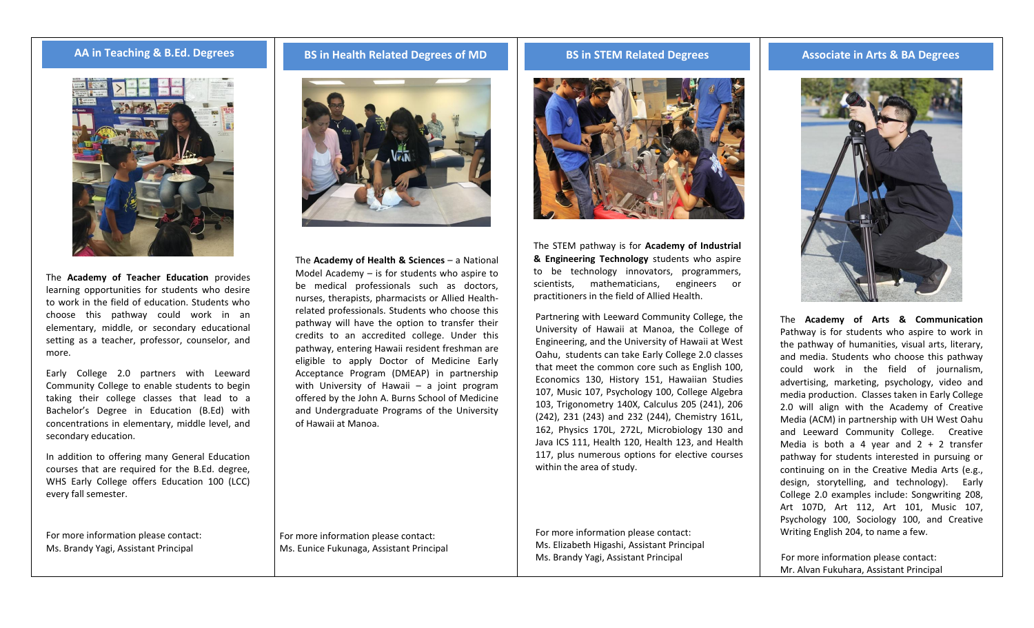## AA in Teaching & B.Ed. Degrees

The **Academy of Teacher Education** provides learning opportunities for students who desire to work in the field of education. Students who choose this pathway could work in an elementary, middle, or secondary educational setting as a teacher, professor, counselor, and more.

Early College 2.0 partners with Leeward Community College to enable students to begin taking their college classes that lead to a Bachelor's Degree in Education (B.Ed) with concentrations in elementary, middle level, and secondary education.

In addition to offering many General Education courses that are required for the B.Ed. degree, WHS Early College offers Education 100 (LCC) every fall semester.

For more information please contact:
Ms. Brandy Yagi, Assistant Principal

## BS in Health Related Degrees of MD

The **Academy of Health & Sciences** – a National Model Academy – is for students who aspire to be medical professionals such as doctors, nurses, therapists, pharmacists or Allied Health-related professionals. Students who choose this pathway will have the option to transfer their credits to an accredited college. Under this pathway, entering Hawaii resident freshman are eligible to apply Doctor of Medicine Early Acceptance Program (DMEAP) in partnership with University of Hawaii – a joint program offered by the John A. Burns School of Medicine and Undergraduate Programs of the University of Hawaii at Manoa.

For more information please contact:
Ms. Eunice Fukunaga, Assistant Principal

## BS in STEM Related Degrees

The STEM pathway is for **Academy of Industrial & Engineering Technology** students who aspire to be technology innovators, programmers, scientists, mathematicians, engineers or practitioners in the field of Allied Health.

Partnering with Leeward Community College, the University of Hawaii at Manoa, the College of Engineering, and the University of Hawaii at West Oahu, students can take Early College 2.0 classes that meet the common core such as English 100, Economics 130, History 151, Hawaiian Studies 107, Music 107, Psychology 100, College Algebra 103, Trigonometry 140X, Calculus 205 (241), 206 (242), 231 (243) and 232 (244), Chemistry 161L, 162, Physics 170L, 272L, Microbiology 130 and Java ICS 111, Health 120, Health 123, and Health 117, plus numerous options for elective courses within the area of study.

For more information please contact:
Ms. Elizabeth Higashi, Assistant Principal
Ms. Brandy Yagi, Assistant Principal

## Associate in Arts & BA Degrees

The **Academy of Arts & Communication** Pathway is for students who aspire to work in the pathway of humanities, visual arts, literary, and media. Students who choose this pathway could work in the field of journalism, advertising, marketing, psychology, video and media production. Classes taken in Early College 2.0 will align with the Academy of Creative Media (ACM) in partnership with UH West Oahu and Leeward Community College. Creative Media is both a 4 year and 2 + 2 transfer pathway for students interested in pursuing or continuing on in the Creative Media Arts (e.g., design, storytelling, and technology). Early College 2.0 examples include: Songwriting 208, Art 107D, Art 112, Art 101, Music 107, Psychology 100, Sociology 100, and Creative Writing English 204, to name a few.

For more information please contact:
Mr. Alvan Fukuhara, Assistant Principal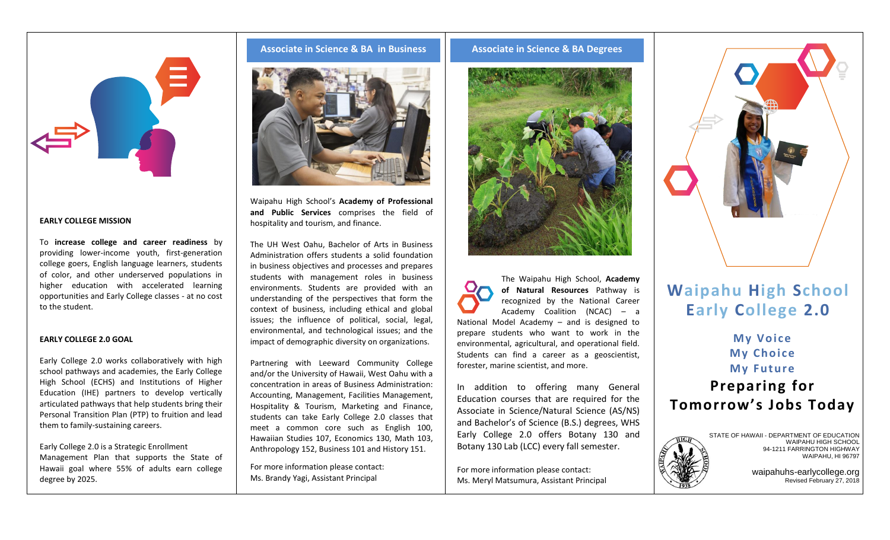**EARLY COLLEGE MISSION**

To **increase college and career readiness** by providing lower-income youth, first-generation college goers, English language learners, students of color, and other underserved populations in higher education with accelerated learning opportunities and Early College classes - at no cost to the student.

**EARLY COLLEGE 2.0 GOAL**

Early College 2.0 works collaboratively with high school pathways and academies, the Early College High School (ECHS) and Institutions of Higher Education (IHE) partners to develop vertically articulated pathways that help students bring their Personal Transition Plan (PTP) to fruition and lead them to family-sustaining careers.

Early College 2.0 is a Strategic Enrollment Management Plan that supports the State of Hawaii goal where 55% of adults earn college degree by 2025.

## Associate in Science & BA in Business

Waipahu High School's **Academy of Professional and Public Services** comprises the field of hospitality and tourism, and finance.

The UH West Oahu, Bachelor of Arts in Business Administration offers students a solid foundation in business objectives and processes and prepares students with management roles in business environments. Students are provided with an understanding of the perspectives that form the context of business, including ethical and global issues; the influence of political, social, legal, environmental, and technological issues; and the impact of demographic diversity on organizations.

Partnering with Leeward Community College and/or the University of Hawaii, West Oahu with a concentration in areas of Business Administration: Accounting, Management, Facilities Management, Hospitality & Tourism, Marketing and Finance, students can take Early College 2.0 classes that meet a common core such as English 100, Hawaiian Studies 107, Economics 130, Math 103, Anthropology 152, Business 101 and History 151.

For more information please contact:
Ms. Brandy Yagi, Assistant Principal

## Associate in Science & BA Degrees

The Waipahu High School, **Academy of Natural Resources** Pathway is recognized by the National Career Academy Coalition (NCAC) – a National Model Academy – and is designed to prepare students who want to work in the environmental, agricultural, and operational field. Students can find a career as a geoscientist, forester, marine scientist, and more.

In addition to offering many General Education courses that are required for the Associate in Science/Natural Science (AS/NS) and Bachelor's of Science (B.S.) degrees, WHS Early College 2.0 offers Botany 130 and Botany 130 Lab (LCC) every fall semester.

For more information please contact:
Ms. Meryl Matsumura, Assistant Principal

# Waipahu High School Early College 2.0

**My Voice**
**My Choice**
**My Future**

## Preparing for Tomorrow's Jobs Today

STATE OF HAWAII - DEPARTMENT OF EDUCATION
WAIPAHU HIGH SCHOOL
94-1211 FARRINGTON HIGHWAY
WAIPAHU, HI 96797

waipahuhs-earlycollege.org
Revised February 27, 2018